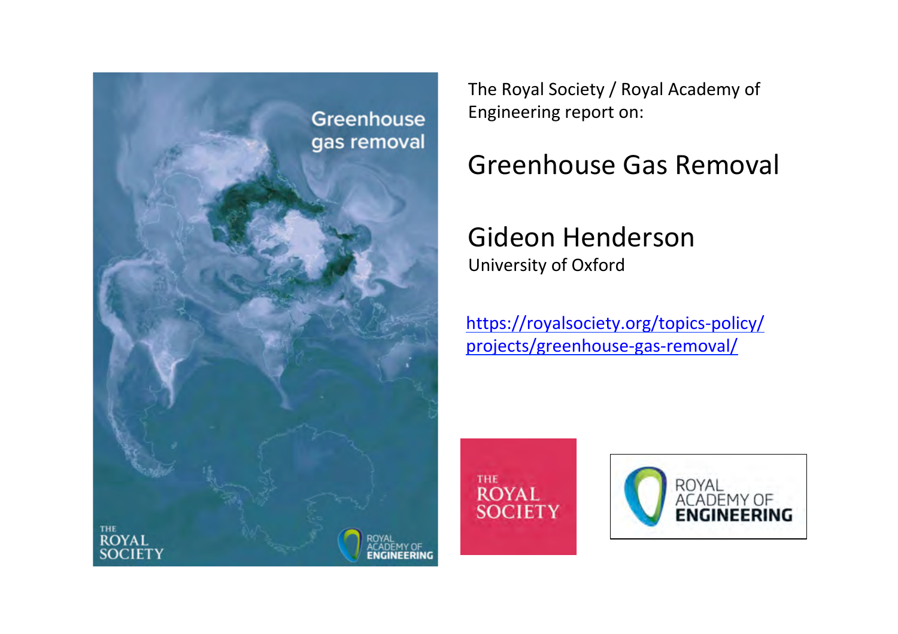The Royal Society / Royal Academy of Engineering report on:

# Greenhouse Gas Removal

## Gideon Henderson

University of Oxford

https://royalsociety.org/topics-policy/projects/greenhouse-gas-removal/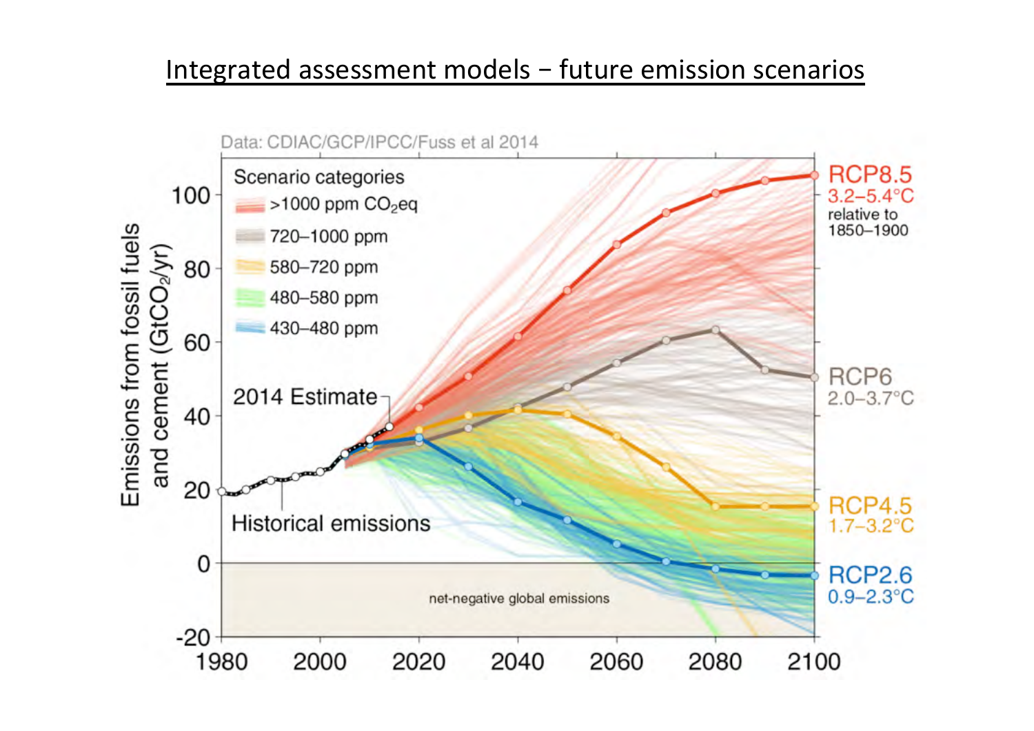## Integrated assessment models − future emission scenarios

Data: CDIAC/GCP/IPCC/Fuss et al 2014

Scenario categories:
- >1000 ppm $CO_2$eq
- 720–1000 ppm
- 580–720 ppm
- 480–580 ppm
- 430–480 ppm

Emissions from fossil fuels and cement ($GtCO_2$/yr)

2014 Estimate

Historical emissions

net-negative global emissions

RCP8.5 3.2–5.4°C relative to 1850–1900

RCP6 2.0–3.7°C

RCP4.5 1.7–3.2°C

RCP2.6 0.9–2.3°C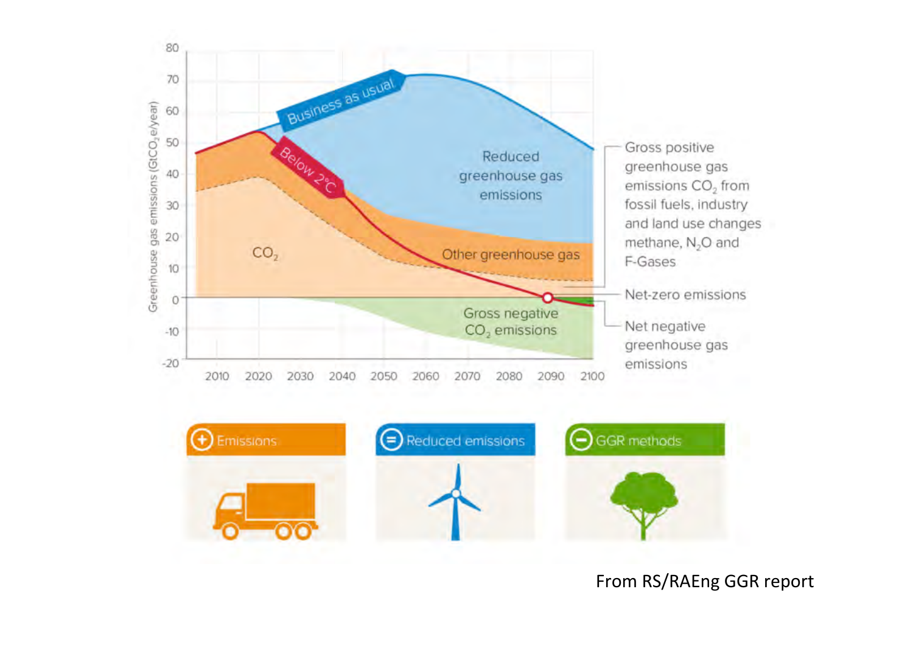Business as usual

Below 2°C

Reduced greenhouse gas emissions

$CO_2$

Other greenhouse gas

Gross negative $CO_2$ emissions

Greenhouse gas emissions ($GtCO_2e$/year)

80, 70, 60, 50, 40, 30, 20, 10, 0, -10, -20

2010, 2020, 2030, 2040, 2050, 2060, 2070, 2080, 2090, 2100

Gross positive greenhouse gas emissions $CO_2$ from fossil fuels, industry and land use changes methane, $N_2O$ and F-Gases

Net-zero emissions

Net negative greenhouse gas emissions

Emissions

Reduced emissions

GGR methods

From RS/RAEng GGR report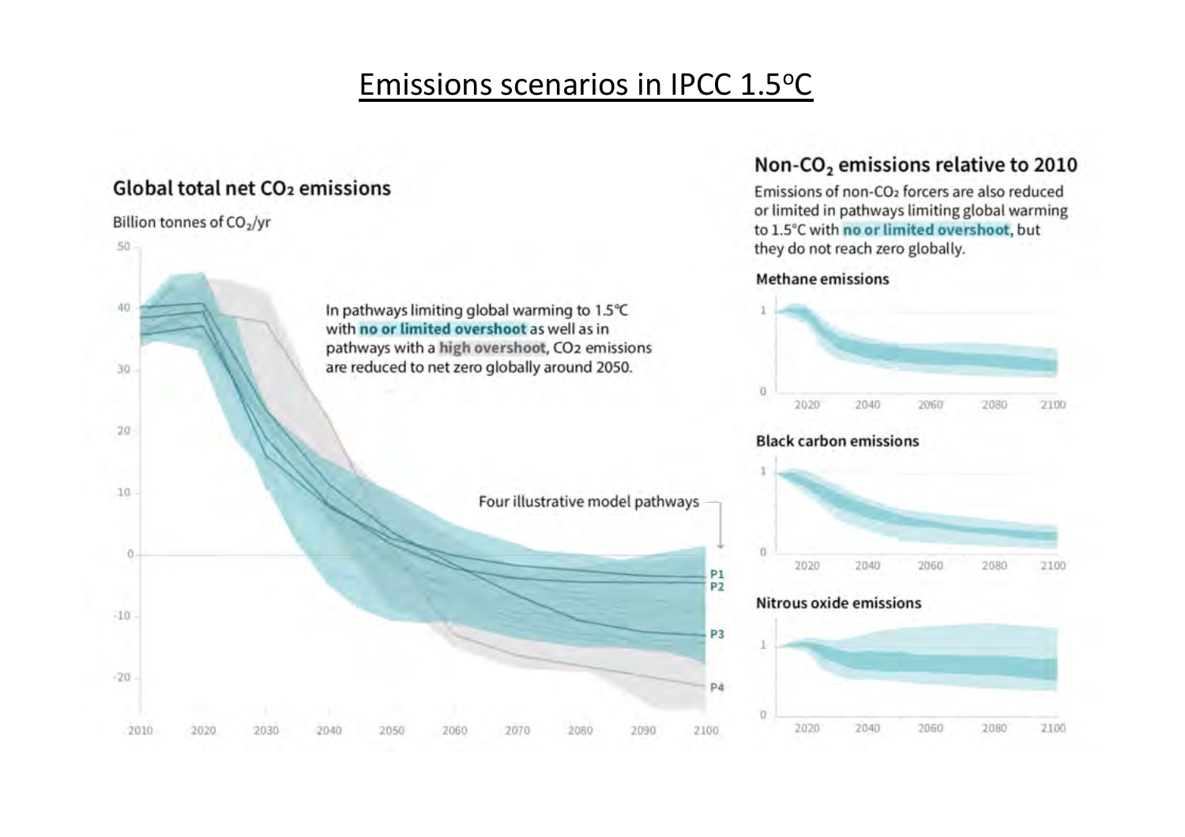# Emissions scenarios in IPCC 1.5°C

## Global total net $CO_2$ emissions

Billion tonnes of $CO_2$/yr

In pathways limiting global warming to 1.5°C with **no or limited overshoot** as well as in pathways with a **high overshoot**, $CO_2$ emissions are reduced to net zero globally around 2050.

Four illustrative model pathways

P1
P2
P3
P4

## Non-$CO_2$ emissions relative to 2010

Emissions of non-$CO_2$ forcers are also reduced or limited in pathways limiting global warming to 1.5°C with **no or limited overshoot**, but they do not reach zero globally.

### Methane emissions

### Black carbon emissions

### Nitrous oxide emissions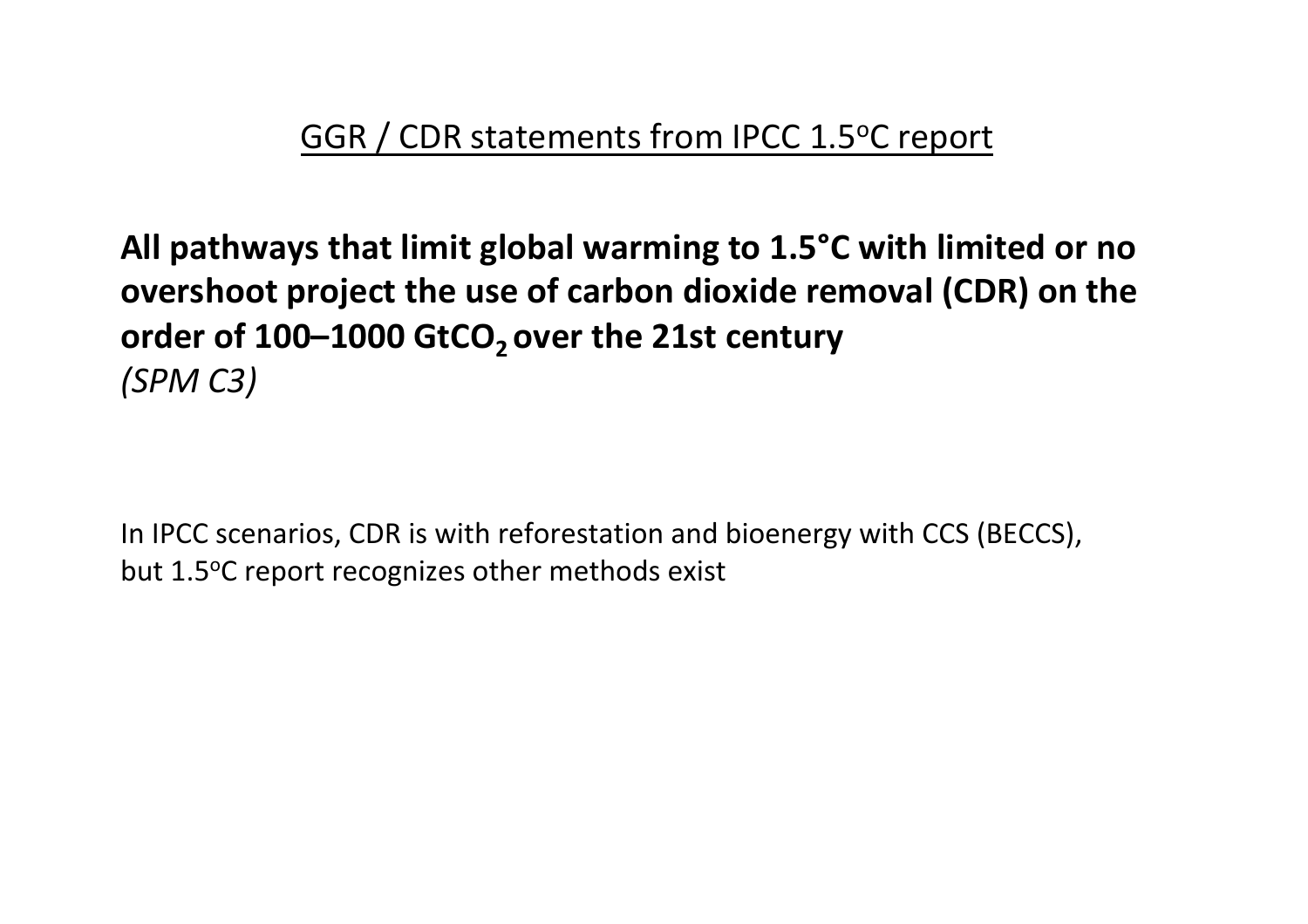## GGR / CDR statements from IPCC 1.5$^o$C report

**All pathways that limit global warming to 1.5°C with limited or no overshoot project the use of carbon dioxide removal (CDR) on the order of 100–1000 $GtCO_2$ over the 21st century**
*(SPM C3)*

In IPCC scenarios, CDR is with reforestation and bioenergy with CCS (BECCS), but 1.5$^o$C report recognizes other methods exist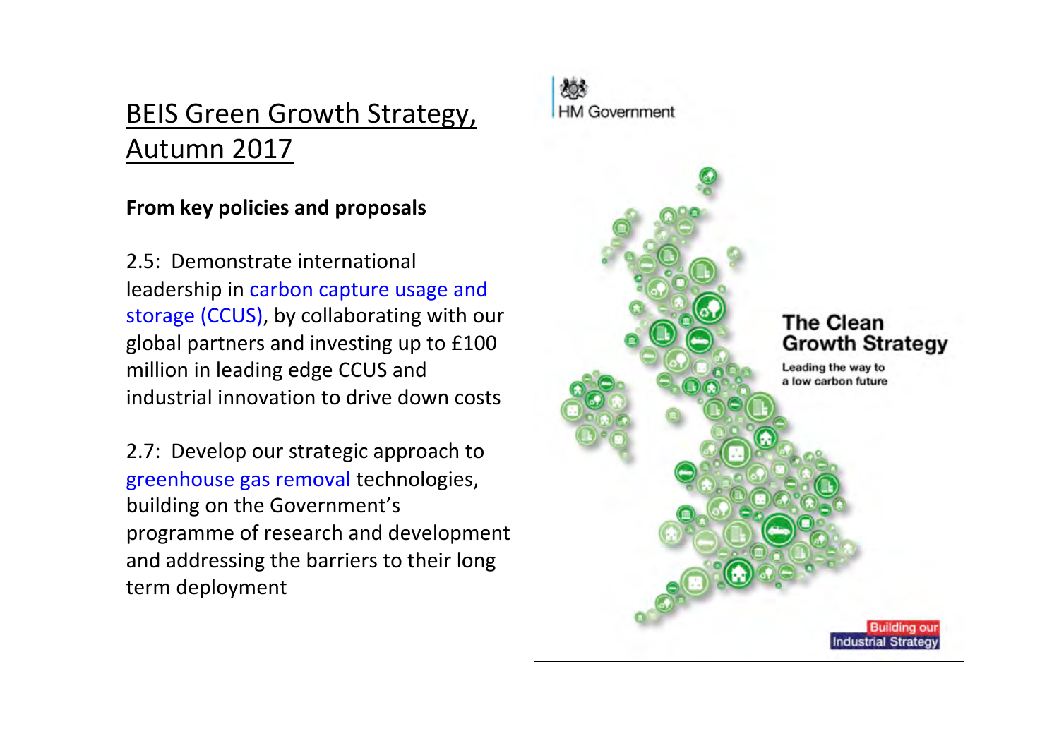# BEIS Green Growth Strategy, Autumn 2017

**From key policies and proposals**

2.5: Demonstrate international leadership in carbon capture usage and storage (CCUS), by collaborating with our global partners and investing up to £100 million in leading edge CCUS and industrial innovation to drive down costs

2.7: Develop our strategic approach to greenhouse gas removal technologies, building on the Government's programme of research and development and addressing the barriers to their long term deployment

HM Government

The Clean Growth Strategy

Leading the way to a low carbon future

Building our Industrial Strategy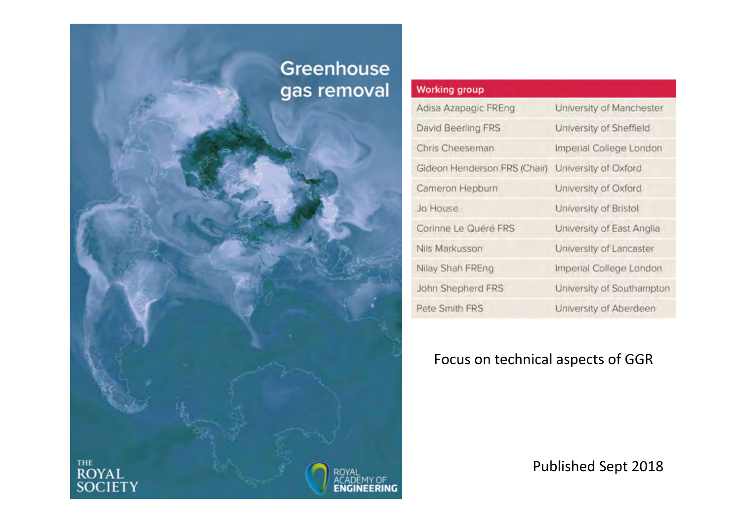# Greenhouse gas removal

THE ROYAL SOCIETY

ROYAL ACADEMY OF ENGINEERING

| Working group | |
| --- | --- |
| Adisa Azapagic FREng | University of Manchester |
| David Beerling FRS | University of Sheffield |
| Chris Cheeseman | Imperial College London |
| Gideon Henderson FRS (Chair) | University of Oxford |
| Cameron Hepburn | University of Oxford |
| Jo House | University of Bristol |
| Corinne Le Quéré FRS | University of East Anglia |
| Nils Markusson | University of Lancaster |
| Nilay Shah FREng | Imperial College London |
| John Shepherd FRS | University of Southampton |
| Pete Smith FRS | University of Aberdeen |

Focus on technical aspects of GGR

Published Sept 2018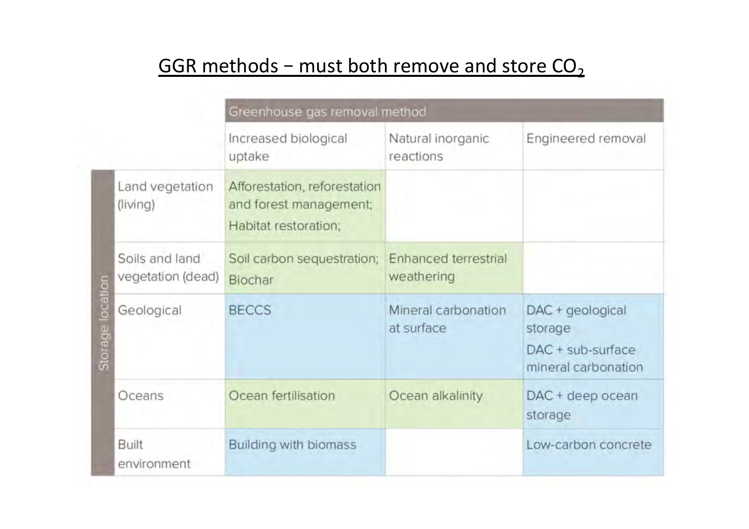## GGR methods − must both remove and store $CO_2$

| | | Greenhouse gas removal method | | |
|---|---|---|---|---|
| | | Increased biological uptake | Natural inorganic reactions | Engineered removal |
| Storage location | Land vegetation (living) | Afforestation, reforestation and forest management; Habitat restoration; | | |
| | Soils and land vegetation (dead) | Soil carbon sequestration; Biochar | Enhanced terrestrial weathering | |
| | Geological | BECCS | Mineral carbonation at surface | DAC + geological storage<br>DAC + sub-surface mineral carbonation |
| | Oceans | Ocean fertilisation | Ocean alkalinity | DAC + deep ocean storage |
| | Built environment | Building with biomass | | Low-carbon concrete |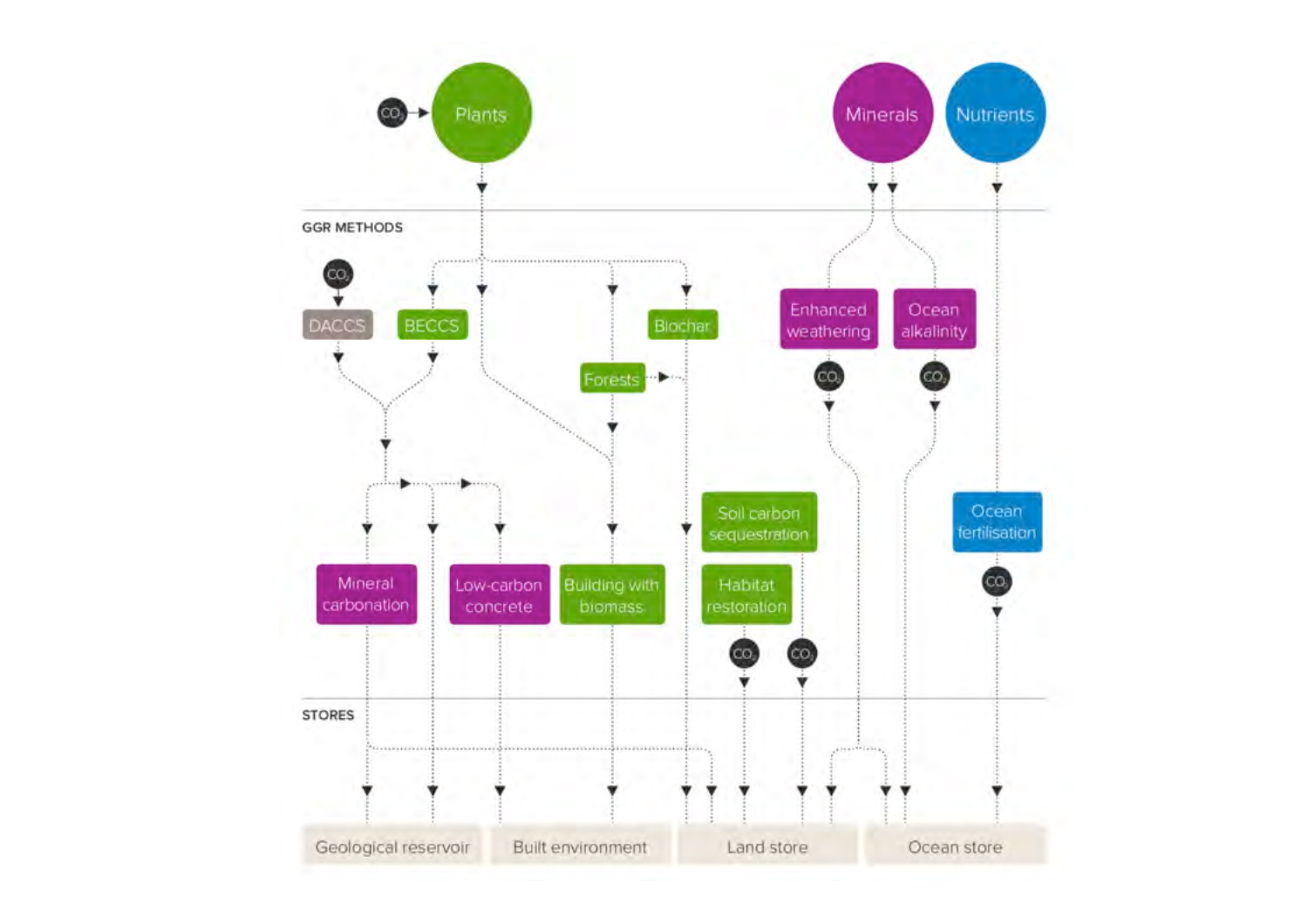Plants

Minerals

Nutrients

$CO_2$

GGR METHODS

DACCS

BECCS

Biochar

Forests

Enhanced weathering

Ocean alkalinity

Soil carbon sequestration

Habitat restoration

Ocean fertilisation

Mineral carbonation

Low-carbon concrete

Building with biomass

STORES

Geological reservoir

Built environment

Land store

Ocean store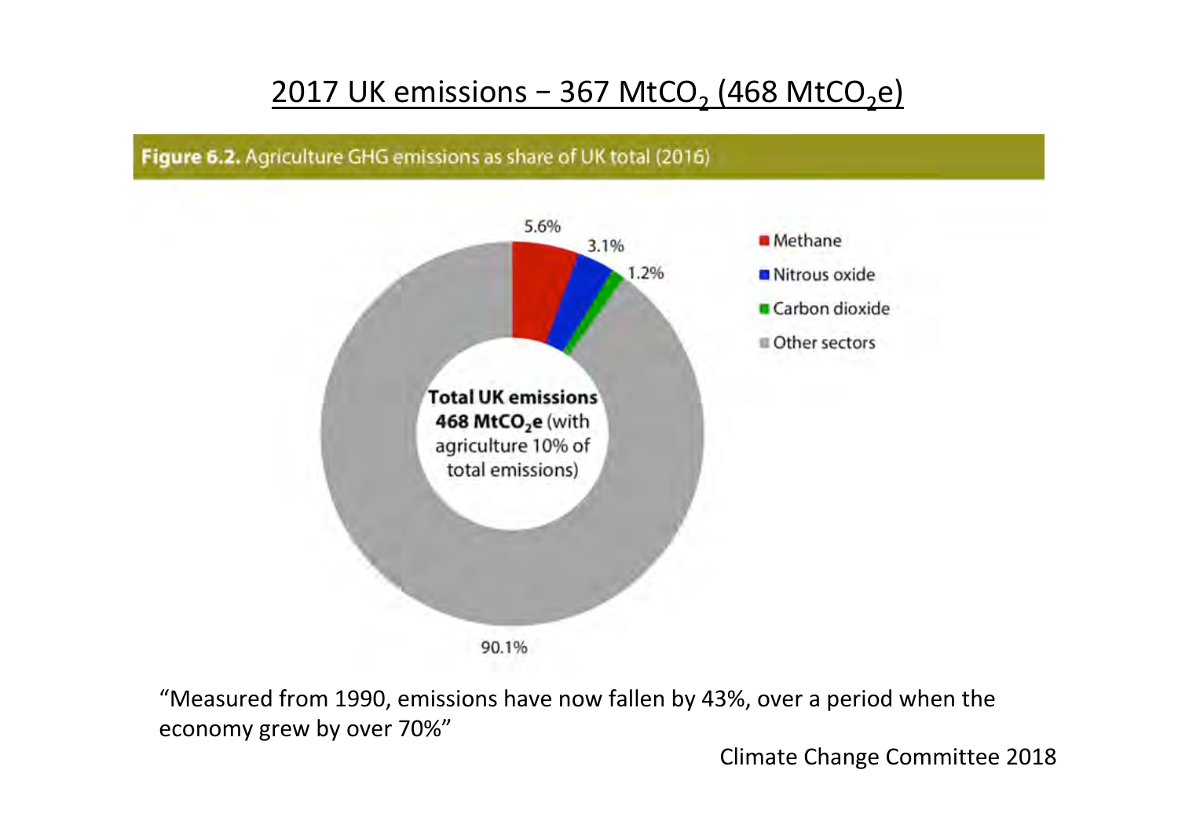## 2017 UK emissions – 367 $MtCO_2$ (468 $MtCO_2e$)

**Figure 6.2.** Agriculture GHG emissions as share of UK total (2016)

| Category | Share |
| --- | --- |
| Methane | 5.6% |
| Nitrous oxide | 3.1% |
| Carbon dioxide | 1.2% |
| Other sectors | 90.1% |

**Total UK emissions 468 $MtCO_2e$** (with agriculture 10% of total emissions)

"Measured from 1990, emissions have now fallen by 43%, over a period when the economy grew by over 70%"

Climate Change Committee 2018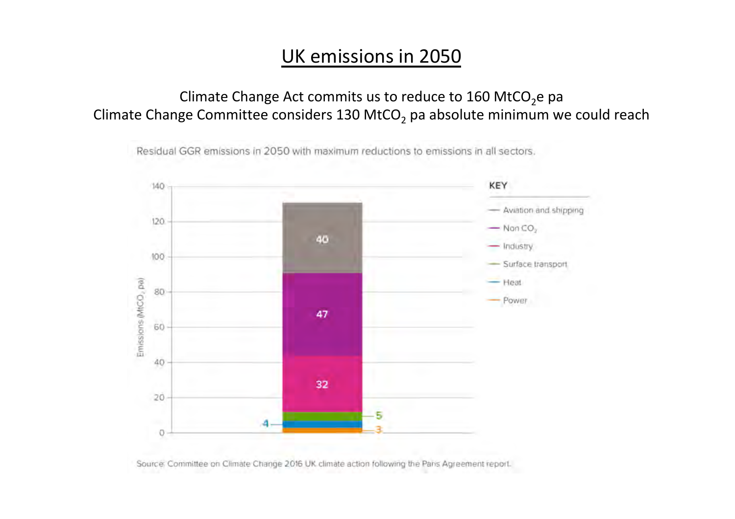# UK emissions in 2050

Climate Change Act commits us to reduce to 160 $MtCO_2e$ pa
Climate Change Committee considers 130 $MtCO_2$ pa absolute minimum we could reach

Residual GGR emissions in 2050 with maximum reductions to emissions in all sectors.

| Sector | Emissions ($MtCO_2$ pa) |
|---|---|
| Aviation and shipping | 40 |
| Non $CO_2$ | 47 |
| Industry | 32 |
| Surface transport | 5 |
| Heat | 4 |
| Power | 3 |

Source: Committee on Climate Change 2016 UK climate action following the Paris Agreement report.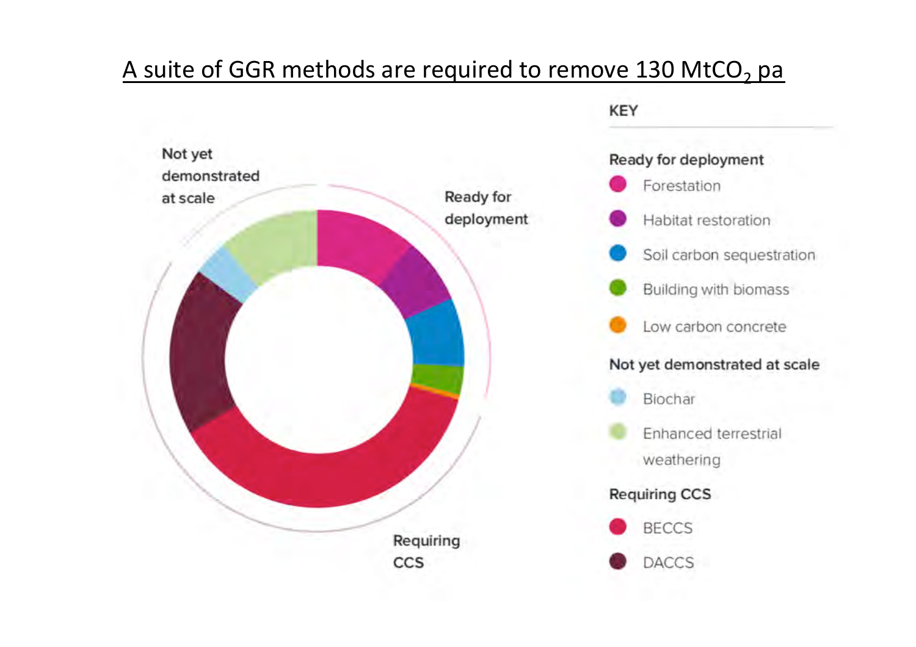# A suite of GGR methods are required to remove 130 $MtCO_2$ pa

Not yet demonstrated at scale

Ready for deployment

Requiring CCS

**KEY**

**Ready for deployment**

- Forestation
- Habitat restoration
- Soil carbon sequestration
- Building with biomass
- Low carbon concrete

**Not yet demonstrated at scale**

- Biochar
- Enhanced terrestrial weathering

**Requiring CCS**

- BECCS
- DACCS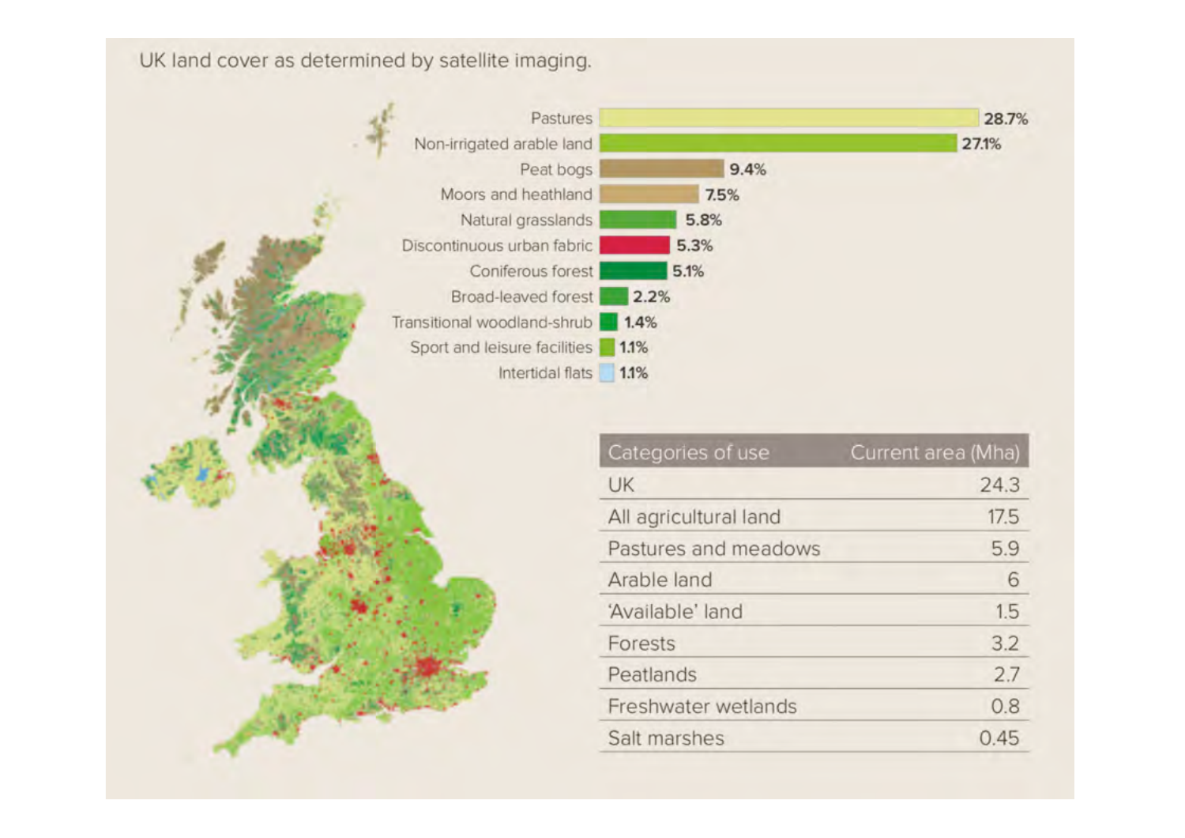UK land cover as determined by satellite imaging.

| Land cover | % |
|---|---|
| Pastures | 28.7% |
| Non-irrigated arable land | 27.1% |
| Peat bogs | 9.4% |
| Moors and heathland | 7.5% |
| Natural grasslands | 5.8% |
| Discontinuous urban fabric | 5.3% |
| Coniferous forest | 5.1% |
| Broad-leaved forest | 2.2% |
| Transitional woodland-shrub | 1.4% |
| Sport and leisure facilities | 1.1% |
| Intertidal flats | 1.1% |

| Categories of use | Current area (Mha) |
|---|---|
| UK | 24.3 |
| All agricultural land | 17.5 |
| Pastures and meadows | 5.9 |
| Arable land | 6 |
| 'Available' land | 1.5 |
| Forests | 3.2 |
| Peatlands | 2.7 |
| Freshwater wetlands | 0.8 |
| Salt marshes | 0.45 |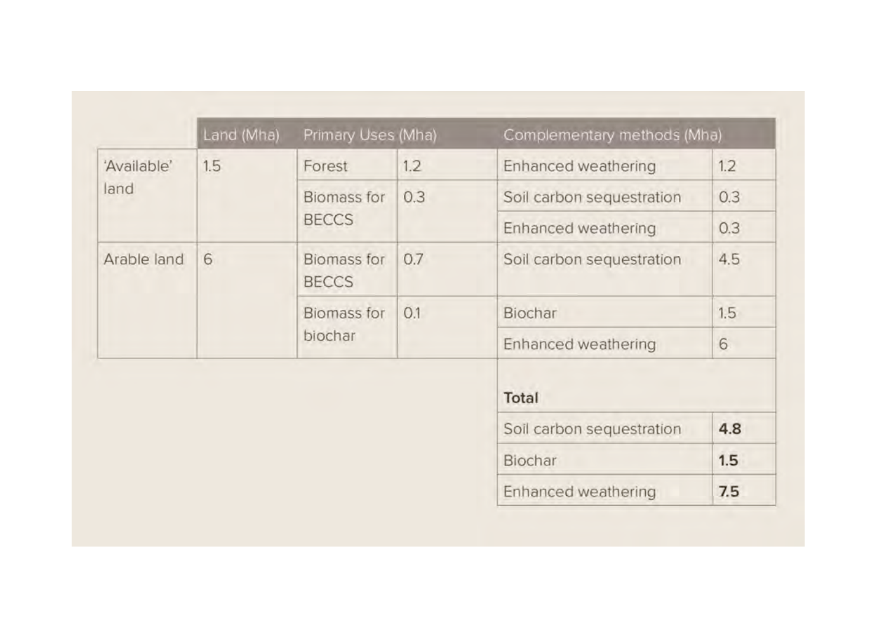| | Land (Mha) | Primary Uses (Mha) | | Complementary methods (Mha) | |
|---|---|---|---|---|---|
| 'Available' land | 1.5 | Forest | 1.2 | Enhanced weathering | 1.2 |
| | | Biomass for BECCS | 0.3 | Soil carbon sequestration | 0.3 |
| | | | | Enhanced weathering | 0.3 |
| Arable land | 6 | Biomass for BECCS | 0.7 | Soil carbon sequestration | 4.5 |
| | | Biomass for biochar | 0.1 | Biochar | 1.5 |
| | | | | Enhanced weathering | 6 |
| | | | | **Total** | |
| | | | | Soil carbon sequestration | **4.8** |
| | | | | Biochar | **1.5** |
| | | | | Enhanced weathering | **7.5** |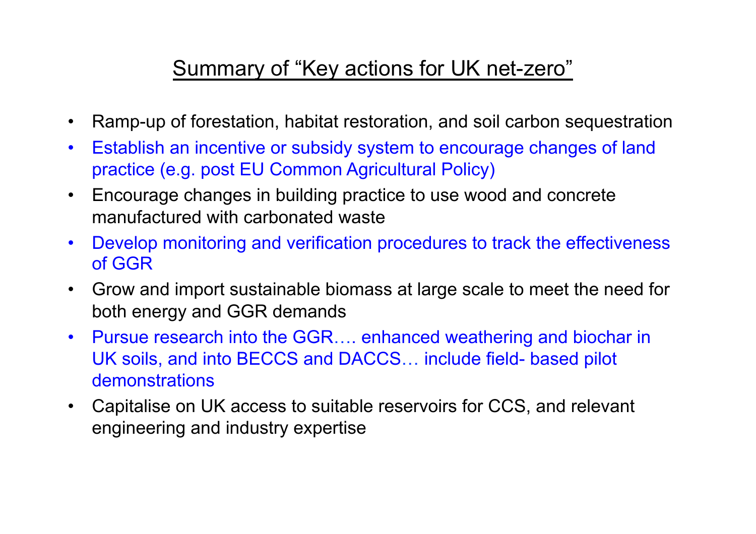## Summary of “Key actions for UK net-zero”

- Ramp-up of forestation, habitat restoration, and soil carbon sequestration
- Establish an incentive or subsidy system to encourage changes of land practice (e.g. post EU Common Agricultural Policy)
- Encourage changes in building practice to use wood and concrete manufactured with carbonated waste
- Develop monitoring and verification procedures to track the effectiveness of GGR
- Grow and import sustainable biomass at large scale to meet the need for both energy and GGR demands
- Pursue research into the GGR…. enhanced weathering and biochar in UK soils, and into BECCS and DACCS… include field- based pilot demonstrations
- Capitalise on UK access to suitable reservoirs for CCS, and relevant engineering and industry expertise